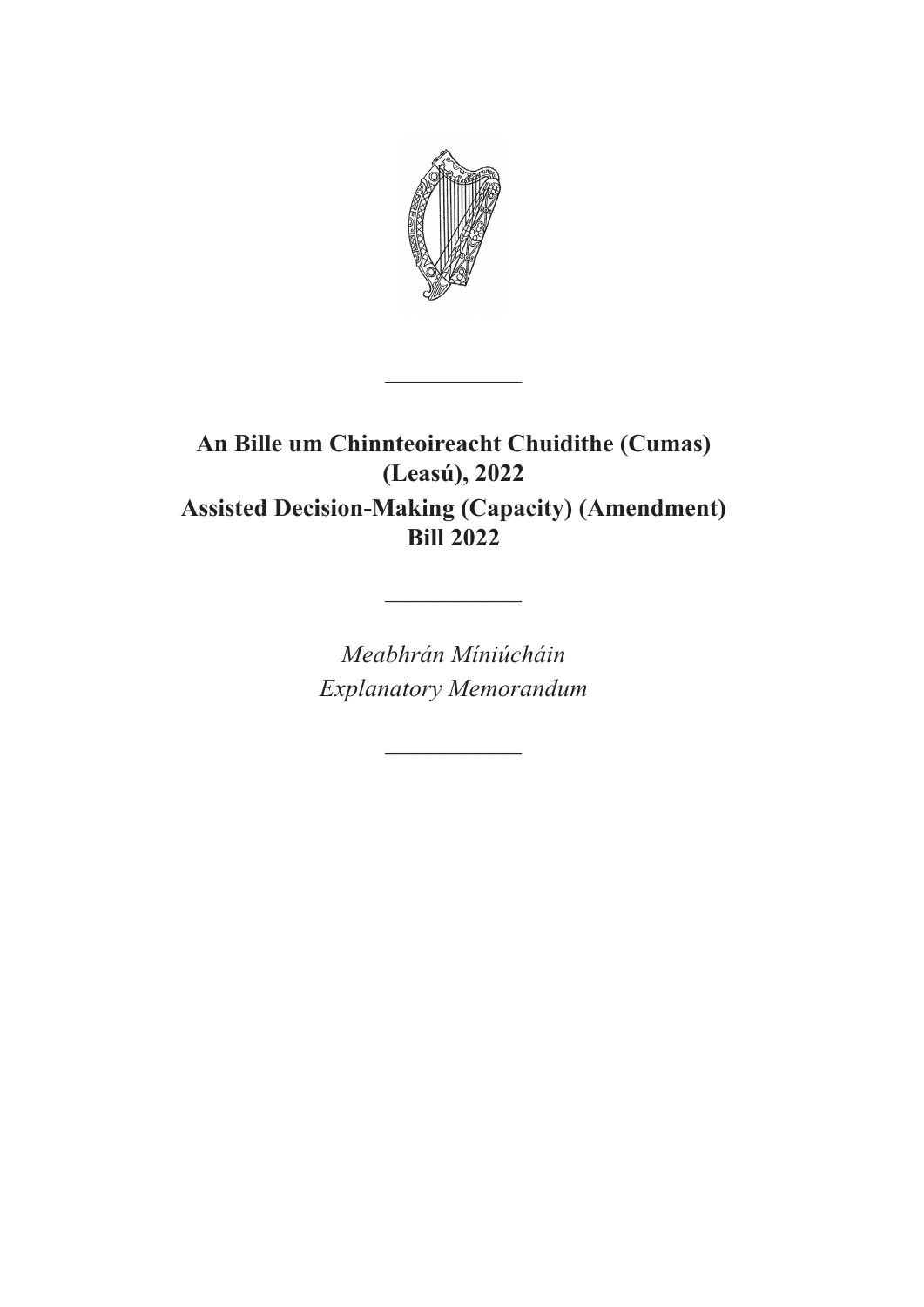---

**An Bille um Chinnteoireacht Chuidithe (Cumas) (Leasú), 2022**

**Assisted Decision-Making (Capacity) (Amendment) Bill 2022**

---

*Meabhrán Míniúcháin*

*Explanatory Memorandum*

---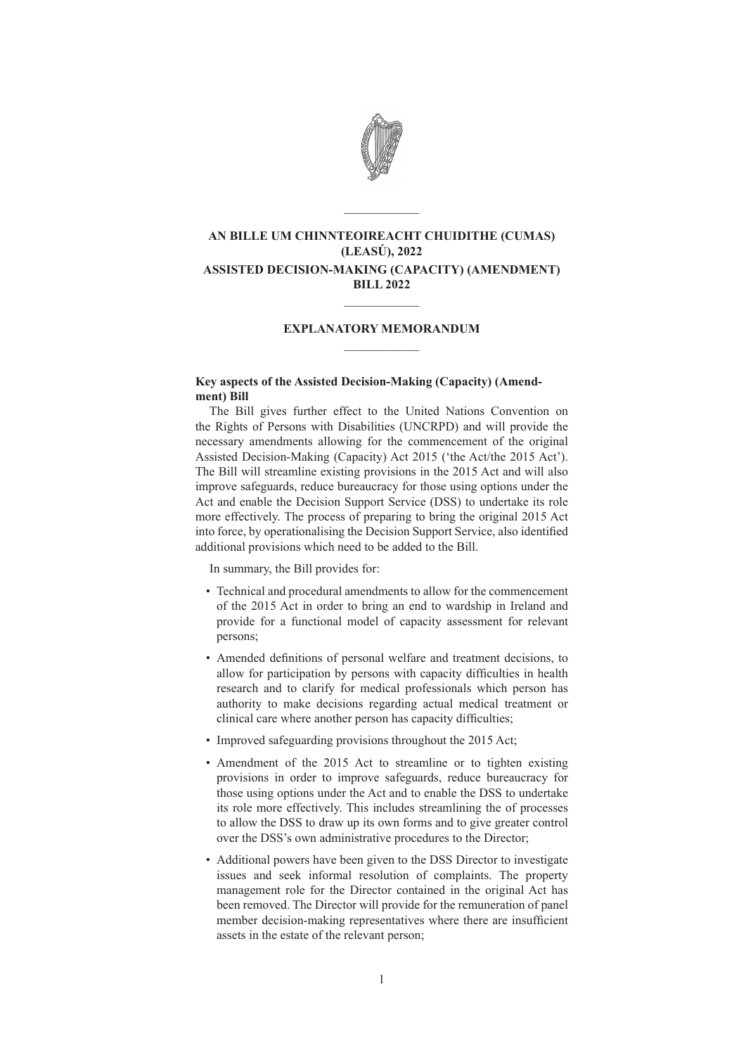# AN BILLE UM CHINNTEOIREACHT CHUIDITHE (CUMAS) (LEASÚ), 2022

# ASSISTED DECISION-MAKING (CAPACITY) (AMENDMENT) BILL 2022

## EXPLANATORY MEMORANDUM

**Key aspects of the Assisted Decision-Making (Capacity) (Amendment) Bill**

The Bill gives further effect to the United Nations Convention on the Rights of Persons with Disabilities (UNCRPD) and will provide the necessary amendments allowing for the commencement of the original Assisted Decision-Making (Capacity) Act 2015 ('the Act/the 2015 Act'). The Bill will streamline existing provisions in the 2015 Act and will also improve safeguards, reduce bureaucracy for those using options under the Act and enable the Decision Support Service (DSS) to undertake its role more effectively. The process of preparing to bring the original 2015 Act into force, by operationalising the Decision Support Service, also identified additional provisions which need to be added to the Bill.

In summary, the Bill provides for:

- Technical and procedural amendments to allow for the commencement of the 2015 Act in order to bring an end to wardship in Ireland and provide for a functional model of capacity assessment for relevant persons;
- Amended definitions of personal welfare and treatment decisions, to allow for participation by persons with capacity difficulties in health research and to clarify for medical professionals which person has authority to make decisions regarding actual medical treatment or clinical care where another person has capacity difficulties;
- Improved safeguarding provisions throughout the 2015 Act;
- Amendment of the 2015 Act to streamline or to tighten existing provisions in order to improve safeguards, reduce bureaucracy for those using options under the Act and to enable the DSS to undertake its role more effectively. This includes streamlining the of processes to allow the DSS to draw up its own forms and to give greater control over the DSS's own administrative procedures to the Director;
- Additional powers have been given to the DSS Director to investigate issues and seek informal resolution of complaints. The property management role for the Director contained in the original Act has been removed. The Director will provide for the remuneration of panel member decision-making representatives where there are insufficient assets in the estate of the relevant person;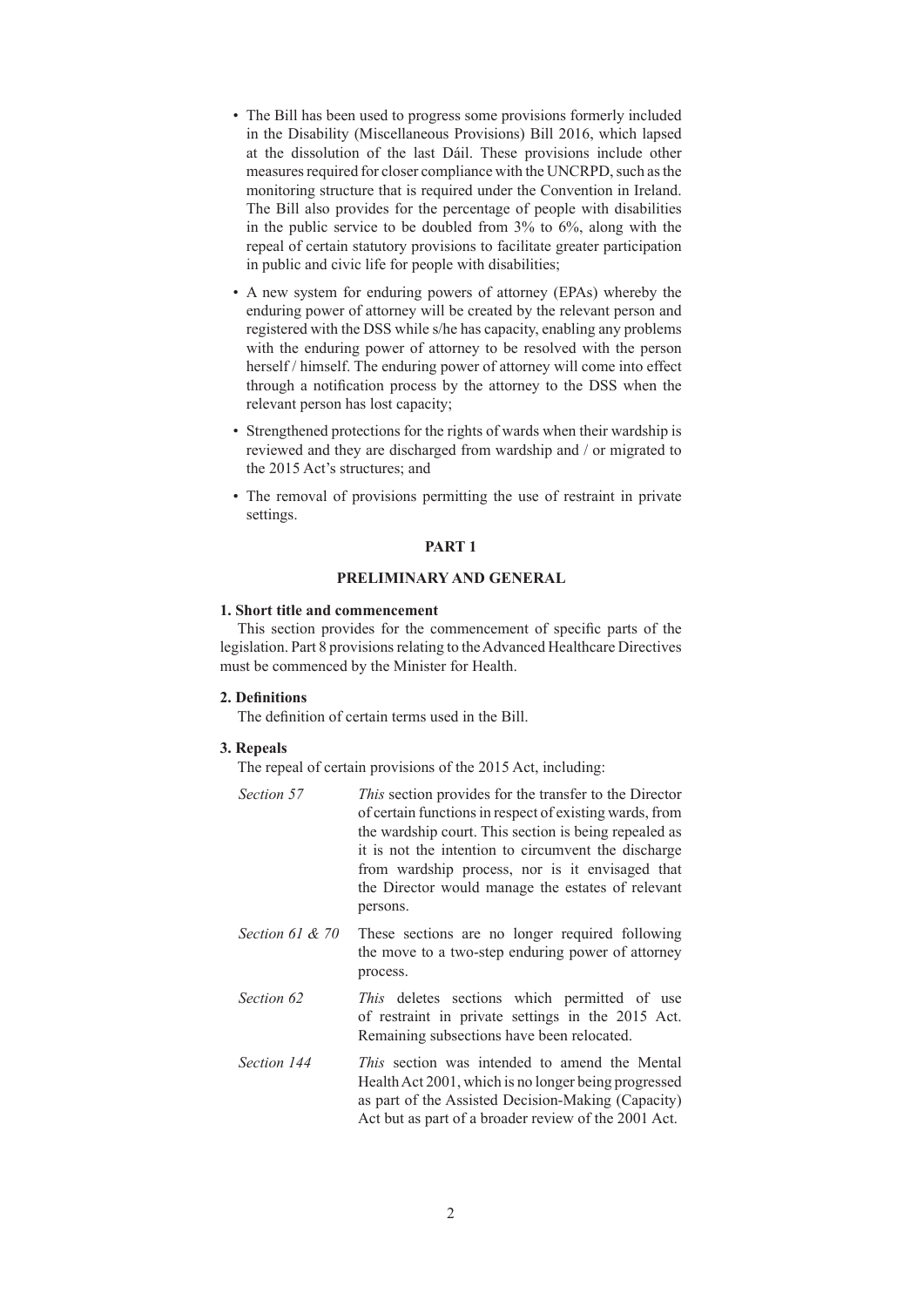- The Bill has been used to progress some provisions formerly included in the Disability (Miscellaneous Provisions) Bill 2016, which lapsed at the dissolution of the last Dáil. These provisions include other measures required for closer compliance with the UNCRPD, such as the monitoring structure that is required under the Convention in Ireland. The Bill also provides for the percentage of people with disabilities in the public service to be doubled from 3% to 6%, along with the repeal of certain statutory provisions to facilitate greater participation in public and civic life for people with disabilities;
- A new system for enduring powers of attorney (EPAs) whereby the enduring power of attorney will be created by the relevant person and registered with the DSS while s/he has capacity, enabling any problems with the enduring power of attorney to be resolved with the person herself / himself. The enduring power of attorney will come into effect through a notification process by the attorney to the DSS when the relevant person has lost capacity;
- Strengthened protections for the rights of wards when their wardship is reviewed and they are discharged from wardship and / or migrated to the 2015 Act's structures; and
- The removal of provisions permitting the use of restraint in private settings.

## PART 1

## PRELIMINARY AND GENERAL

### 1. Short title and commencement

This section provides for the commencement of specific parts of the legislation. Part 8 provisions relating to the Advanced Healthcare Directives must be commenced by the Minister for Health.

### 2. Definitions

The definition of certain terms used in the Bill.

### 3. Repeals

The repeal of certain provisions of the 2015 Act, including:

| | |
|---|---|
| *Section 57* | *This* section provides for the transfer to the Director of certain functions in respect of existing wards, from the wardship court. This section is being repealed as it is not the intention to circumvent the discharge from wardship process, nor is it envisaged that the Director would manage the estates of relevant persons. |
| *Section 61 & 70* | These sections are no longer required following the move to a two-step enduring power of attorney process. |
| *Section 62* | *This* deletes sections which permitted of use of restraint in private settings in the 2015 Act. Remaining subsections have been relocated. |
| *Section 144* | *This* section was intended to amend the Mental Health Act 2001, which is no longer being progressed as part of the Assisted Decision-Making (Capacity) Act but as part of a broader review of the 2001 Act. |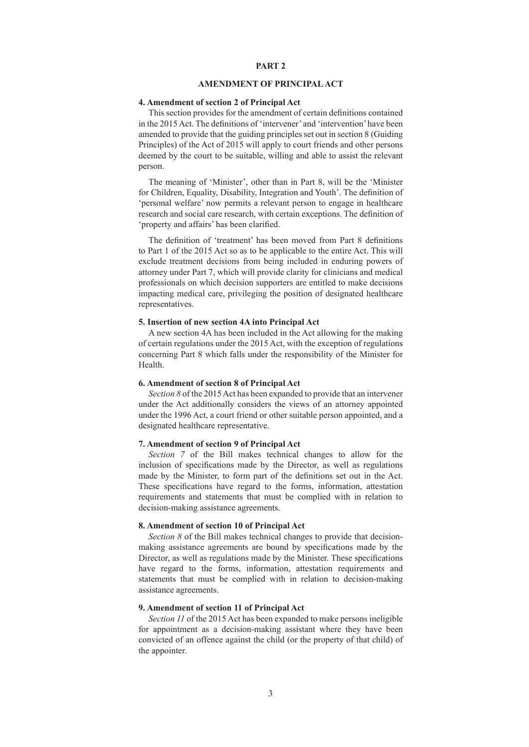## PART 2

## AMENDMENT OF PRINCIPAL ACT

**4. Amendment of section 2 of Principal Act**

This section provides for the amendment of certain definitions contained in the 2015 Act. The definitions of 'intervener' and 'intervention' have been amended to provide that the guiding principles set out in section 8 (Guiding Principles) of the Act of 2015 will apply to court friends and other persons deemed by the court to be suitable, willing and able to assist the relevant person.

The meaning of 'Minister', other than in Part 8, will be the 'Minister for Children, Equality, Disability, Integration and Youth'. The definition of 'personal welfare' now permits a relevant person to engage in healthcare research and social care research, with certain exceptions. The definition of 'property and affairs' has been clarified.

The definition of 'treatment' has been moved from Part 8 definitions to Part 1 of the 2015 Act so as to be applicable to the entire Act. This will exclude treatment decisions from being included in enduring powers of attorney under Part 7, which will provide clarity for clinicians and medical professionals on which decision supporters are entitled to make decisions impacting medical care, privileging the position of designated healthcare representatives.

**5. Insertion of new section 4A into Principal Act**

A new section 4A has been included in the Act allowing for the making of certain regulations under the 2015 Act, with the exception of regulations concerning Part 8 which falls under the responsibility of the Minister for Health.

**6. Amendment of section 8 of Principal Act**

*Section 8* of the 2015 Act has been expanded to provide that an intervener under the Act additionally considers the views of an attorney appointed under the 1996 Act, a court friend or other suitable person appointed, and a designated healthcare representative.

**7. Amendment of section 9 of Principal Act**

*Section 7* of the Bill makes technical changes to allow for the inclusion of specifications made by the Director, as well as regulations made by the Minister, to form part of the definitions set out in the Act. These specifications have regard to the forms, information, attestation requirements and statements that must be complied with in relation to decision-making assistance agreements.

**8. Amendment of section 10 of Principal Act**

*Section 8* of the Bill makes technical changes to provide that decision-making assistance agreements are bound by specifications made by the Director, as well as regulations made by the Minister. These specifications have regard to the forms, information, attestation requirements and statements that must be complied with in relation to decision-making assistance agreements.

**9. Amendment of section 11 of Principal Act**

*Section 11* of the 2015 Act has been expanded to make persons ineligible for appointment as a decision-making assistant where they have been convicted of an offence against the child (or the property of that child) of the appointer.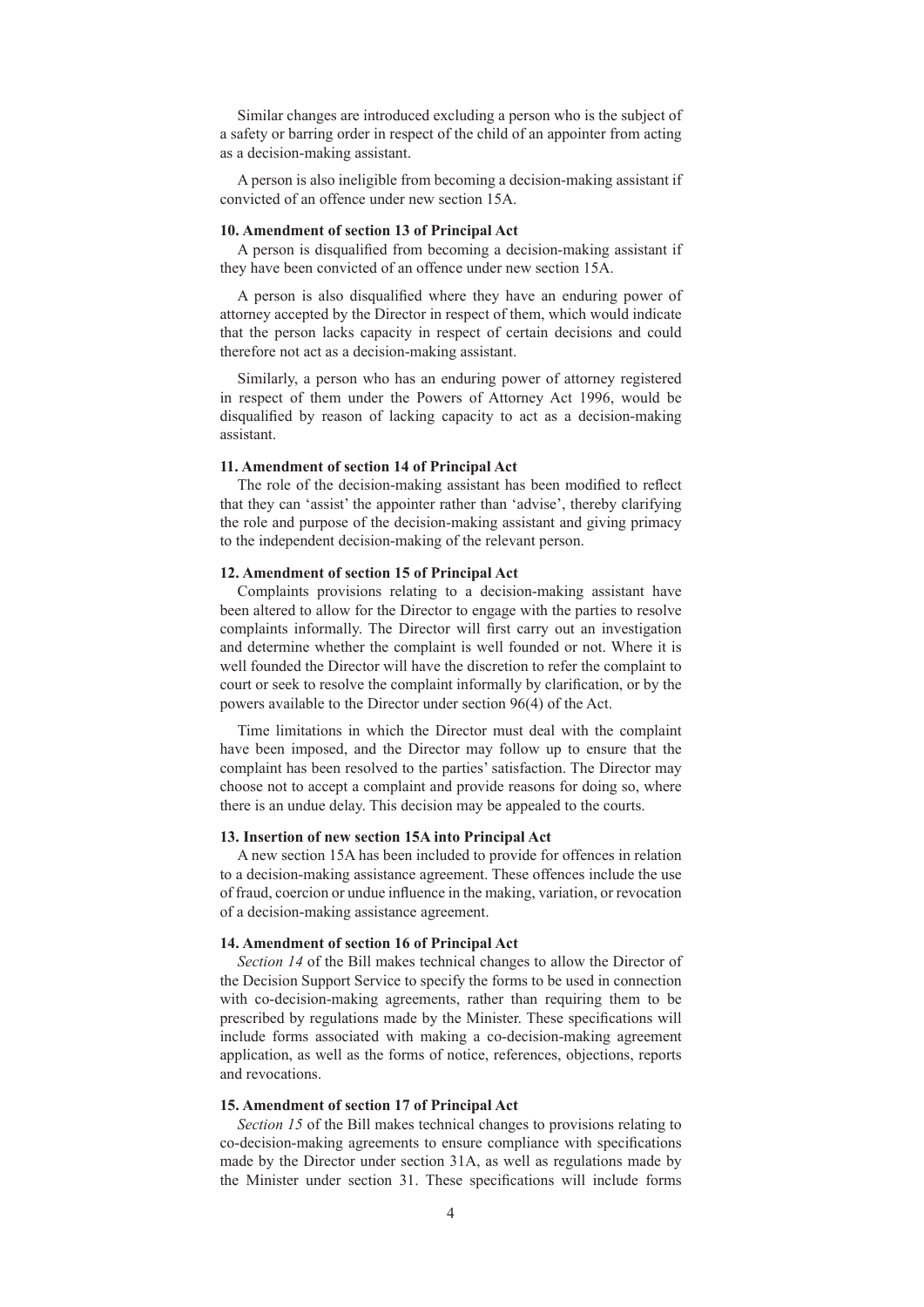Similar changes are introduced excluding a person who is the subject of a safety or barring order in respect of the child of an appointer from acting as a decision-making assistant.

A person is also ineligible from becoming a decision-making assistant if convicted of an offence under new section 15A.

**10. Amendment of section 13 of Principal Act**

A person is disqualified from becoming a decision-making assistant if they have been convicted of an offence under new section 15A.

A person is also disqualified where they have an enduring power of attorney accepted by the Director in respect of them, which would indicate that the person lacks capacity in respect of certain decisions and could therefore not act as a decision-making assistant.

Similarly, a person who has an enduring power of attorney registered in respect of them under the Powers of Attorney Act 1996, would be disqualified by reason of lacking capacity to act as a decision-making assistant.

**11. Amendment of section 14 of Principal Act**

The role of the decision-making assistant has been modified to reflect that they can 'assist' the appointer rather than 'advise', thereby clarifying the role and purpose of the decision-making assistant and giving primacy to the independent decision-making of the relevant person.

**12. Amendment of section 15 of Principal Act**

Complaints provisions relating to a decision-making assistant have been altered to allow for the Director to engage with the parties to resolve complaints informally. The Director will first carry out an investigation and determine whether the complaint is well founded or not. Where it is well founded the Director will have the discretion to refer the complaint to court or seek to resolve the complaint informally by clarification, or by the powers available to the Director under section 96(4) of the Act.

Time limitations in which the Director must deal with the complaint have been imposed, and the Director may follow up to ensure that the complaint has been resolved to the parties' satisfaction. The Director may choose not to accept a complaint and provide reasons for doing so, where there is an undue delay. This decision may be appealed to the courts.

**13. Insertion of new section 15A into Principal Act**

A new section 15A has been included to provide for offences in relation to a decision-making assistance agreement. These offences include the use of fraud, coercion or undue influence in the making, variation, or revocation of a decision-making assistance agreement.

**14. Amendment of section 16 of Principal Act**

*Section 14* of the Bill makes technical changes to allow the Director of the Decision Support Service to specify the forms to be used in connection with co-decision-making agreements, rather than requiring them to be prescribed by regulations made by the Minister. These specifications will include forms associated with making a co-decision-making agreement application, as well as the forms of notice, references, objections, reports and revocations.

**15. Amendment of section 17 of Principal Act**

*Section 15* of the Bill makes technical changes to provisions relating to co-decision-making agreements to ensure compliance with specifications made by the Director under section 31A, as well as regulations made by the Minister under section 31. These specifications will include forms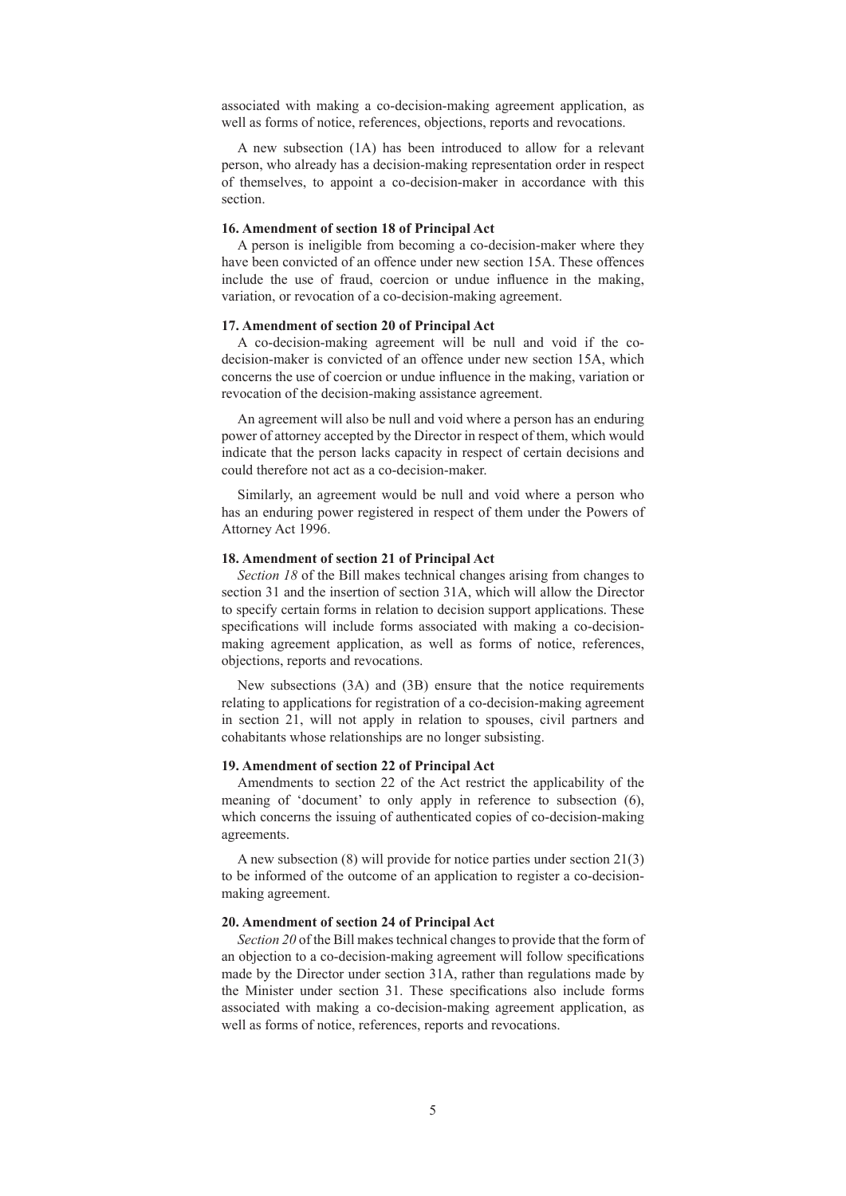associated with making a co-decision-making agreement application, as well as forms of notice, references, objections, reports and revocations.

A new subsection (1A) has been introduced to allow for a relevant person, who already has a decision-making representation order in respect of themselves, to appoint a co-decision-maker in accordance with this section.

**16. Amendment of section 18 of Principal Act**

A person is ineligible from becoming a co-decision-maker where they have been convicted of an offence under new section 15A. These offences include the use of fraud, coercion or undue influence in the making, variation, or revocation of a co-decision-making agreement.

**17. Amendment of section 20 of Principal Act**

A co-decision-making agreement will be null and void if the co-decision-maker is convicted of an offence under new section 15A, which concerns the use of coercion or undue influence in the making, variation or revocation of the decision-making assistance agreement.

An agreement will also be null and void where a person has an enduring power of attorney accepted by the Director in respect of them, which would indicate that the person lacks capacity in respect of certain decisions and could therefore not act as a co-decision-maker.

Similarly, an agreement would be null and void where a person who has an enduring power registered in respect of them under the Powers of Attorney Act 1996.

**18. Amendment of section 21 of Principal Act**

*Section 18* of the Bill makes technical changes arising from changes to section 31 and the insertion of section 31A, which will allow the Director to specify certain forms in relation to decision support applications. These specifications will include forms associated with making a co-decision-making agreement application, as well as forms of notice, references, objections, reports and revocations.

New subsections (3A) and (3B) ensure that the notice requirements relating to applications for registration of a co-decision-making agreement in section 21, will not apply in relation to spouses, civil partners and cohabitants whose relationships are no longer subsisting.

**19. Amendment of section 22 of Principal Act**

Amendments to section 22 of the Act restrict the applicability of the meaning of 'document' to only apply in reference to subsection (6), which concerns the issuing of authenticated copies of co-decision-making agreements.

A new subsection (8) will provide for notice parties under section 21(3) to be informed of the outcome of an application to register a co-decision-making agreement.

**20. Amendment of section 24 of Principal Act**

*Section 20* of the Bill makes technical changes to provide that the form of an objection to a co-decision-making agreement will follow specifications made by the Director under section 31A, rather than regulations made by the Minister under section 31. These specifications also include forms associated with making a co-decision-making agreement application, as well as forms of notice, references, reports and revocations.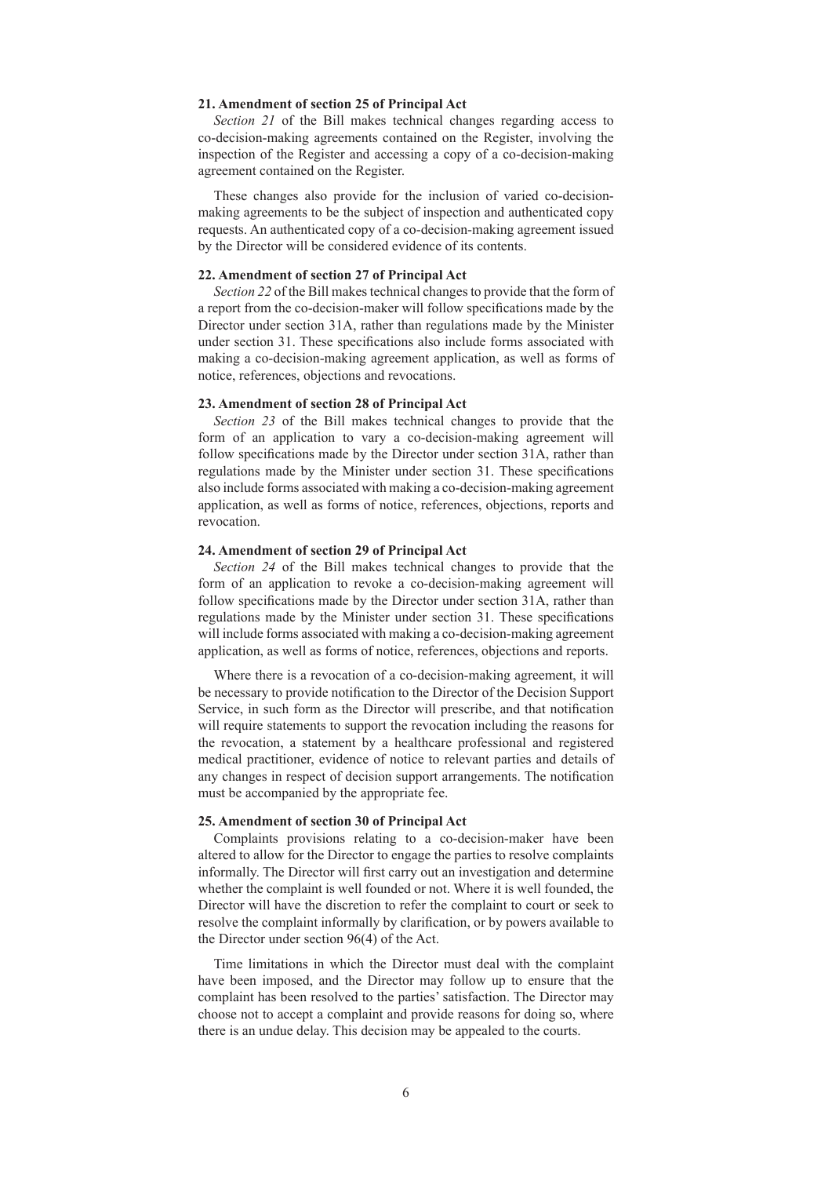#### 21. Amendment of section 25 of Principal Act

*Section 21* of the Bill makes technical changes regarding access to co-decision-making agreements contained on the Register, involving the inspection of the Register and accessing a copy of a co-decision-making agreement contained on the Register.

These changes also provide for the inclusion of varied co-decision-making agreements to be the subject of inspection and authenticated copy requests. An authenticated copy of a co-decision-making agreement issued by the Director will be considered evidence of its contents.

#### 22. Amendment of section 27 of Principal Act

*Section 22* of the Bill makes technical changes to provide that the form of a report from the co-decision-maker will follow specifications made by the Director under section 31A, rather than regulations made by the Minister under section 31. These specifications also include forms associated with making a co-decision-making agreement application, as well as forms of notice, references, objections and revocations.

#### 23. Amendment of section 28 of Principal Act

*Section 23* of the Bill makes technical changes to provide that the form of an application to vary a co-decision-making agreement will follow specifications made by the Director under section 31A, rather than regulations made by the Minister under section 31. These specifications also include forms associated with making a co-decision-making agreement application, as well as forms of notice, references, objections, reports and revocation.

#### 24. Amendment of section 29 of Principal Act

*Section 24* of the Bill makes technical changes to provide that the form of an application to revoke a co-decision-making agreement will follow specifications made by the Director under section 31A, rather than regulations made by the Minister under section 31. These specifications will include forms associated with making a co-decision-making agreement application, as well as forms of notice, references, objections and reports.

Where there is a revocation of a co-decision-making agreement, it will be necessary to provide notification to the Director of the Decision Support Service, in such form as the Director will prescribe, and that notification will require statements to support the revocation including the reasons for the revocation, a statement by a healthcare professional and registered medical practitioner, evidence of notice to relevant parties and details of any changes in respect of decision support arrangements. The notification must be accompanied by the appropriate fee.

#### 25. Amendment of section 30 of Principal Act

Complaints provisions relating to a co-decision-maker have been altered to allow for the Director to engage the parties to resolve complaints informally. The Director will first carry out an investigation and determine whether the complaint is well founded or not. Where it is well founded, the Director will have the discretion to refer the complaint to court or seek to resolve the complaint informally by clarification, or by powers available to the Director under section 96(4) of the Act.

Time limitations in which the Director must deal with the complaint have been imposed, and the Director may follow up to ensure that the complaint has been resolved to the parties' satisfaction. The Director may choose not to accept a complaint and provide reasons for doing so, where there is an undue delay. This decision may be appealed to the courts.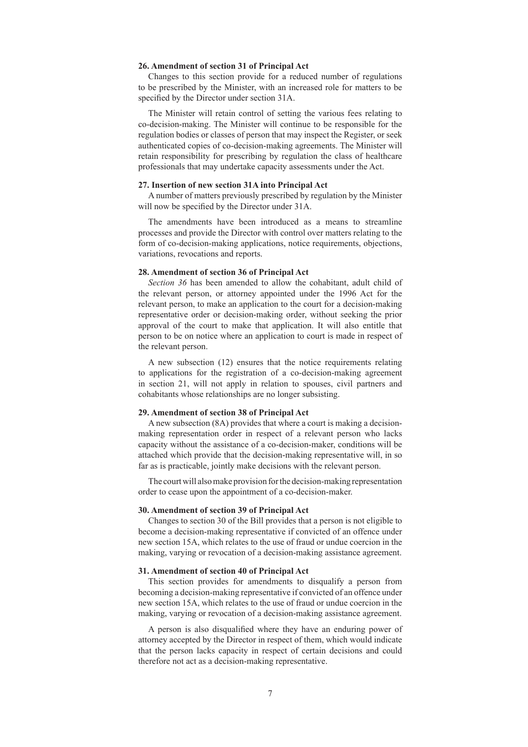**26. Amendment of section 31 of Principal Act**

Changes to this section provide for a reduced number of regulations to be prescribed by the Minister, with an increased role for matters to be specified by the Director under section 31A.

The Minister will retain control of setting the various fees relating to co-decision-making. The Minister will continue to be responsible for the regulation bodies or classes of person that may inspect the Register, or seek authenticated copies of co-decision-making agreements. The Minister will retain responsibility for prescribing by regulation the class of healthcare professionals that may undertake capacity assessments under the Act.

**27. Insertion of new section 31A into Principal Act**

A number of matters previously prescribed by regulation by the Minister will now be specified by the Director under 31A.

The amendments have been introduced as a means to streamline processes and provide the Director with control over matters relating to the form of co-decision-making applications, notice requirements, objections, variations, revocations and reports.

**28. Amendment of section 36 of Principal Act**

*Section 36* has been amended to allow the cohabitant, adult child of the relevant person, or attorney appointed under the 1996 Act for the relevant person, to make an application to the court for a decision-making representative order or decision-making order, without seeking the prior approval of the court to make that application. It will also entitle that person to be on notice where an application to court is made in respect of the relevant person.

A new subsection (12) ensures that the notice requirements relating to applications for the registration of a co-decision-making agreement in section 21, will not apply in relation to spouses, civil partners and cohabitants whose relationships are no longer subsisting.

**29. Amendment of section 38 of Principal Act**

A new subsection (8A) provides that where a court is making a decision-making representation order in respect of a relevant person who lacks capacity without the assistance of a co-decision-maker, conditions will be attached which provide that the decision-making representative will, in so far as is practicable, jointly make decisions with the relevant person.

The court will also make provision for the decision-making representation order to cease upon the appointment of a co-decision-maker.

**30. Amendment of section 39 of Principal Act**

Changes to section 30 of the Bill provides that a person is not eligible to become a decision-making representative if convicted of an offence under new section 15A, which relates to the use of fraud or undue coercion in the making, varying or revocation of a decision-making assistance agreement.

**31. Amendment of section 40 of Principal Act**

This section provides for amendments to disqualify a person from becoming a decision-making representative if convicted of an offence under new section 15A, which relates to the use of fraud or undue coercion in the making, varying or revocation of a decision-making assistance agreement.

A person is also disqualified where they have an enduring power of attorney accepted by the Director in respect of them, which would indicate that the person lacks capacity in respect of certain decisions and could therefore not act as a decision-making representative.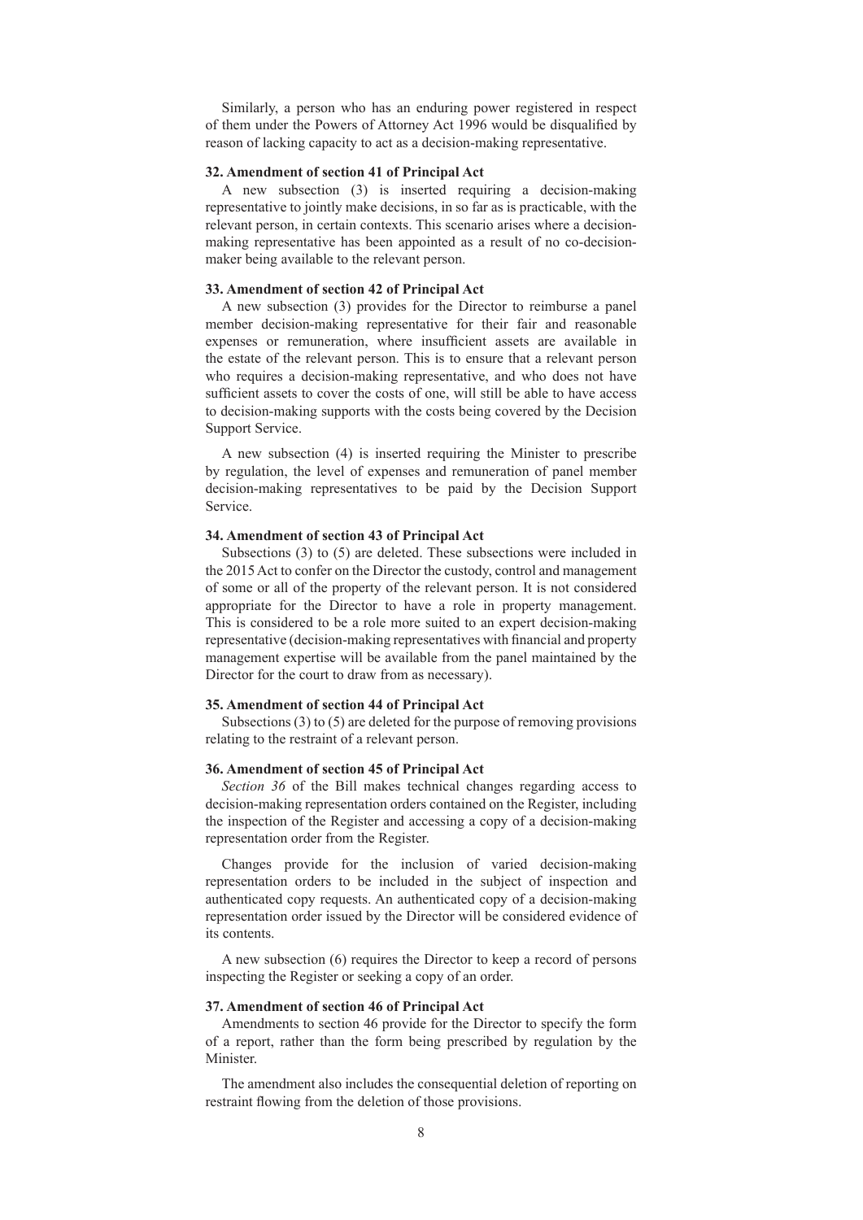Similarly, a person who has an enduring power registered in respect of them under the Powers of Attorney Act 1996 would be disqualified by reason of lacking capacity to act as a decision-making representative.

**32. Amendment of section 41 of Principal Act**

A new subsection (3) is inserted requiring a decision-making representative to jointly make decisions, in so far as is practicable, with the relevant person, in certain contexts. This scenario arises where a decision-making representative has been appointed as a result of no co-decision-maker being available to the relevant person.

**33. Amendment of section 42 of Principal Act**

A new subsection (3) provides for the Director to reimburse a panel member decision-making representative for their fair and reasonable expenses or remuneration, where insufficient assets are available in the estate of the relevant person. This is to ensure that a relevant person who requires a decision-making representative, and who does not have sufficient assets to cover the costs of one, will still be able to have access to decision-making supports with the costs being covered by the Decision Support Service.

A new subsection (4) is inserted requiring the Minister to prescribe by regulation, the level of expenses and remuneration of panel member decision-making representatives to be paid by the Decision Support Service.

**34. Amendment of section 43 of Principal Act**

Subsections (3) to (5) are deleted. These subsections were included in the 2015 Act to confer on the Director the custody, control and management of some or all of the property of the relevant person. It is not considered appropriate for the Director to have a role in property management. This is considered to be a role more suited to an expert decision-making representative (decision-making representatives with financial and property management expertise will be available from the panel maintained by the Director for the court to draw from as necessary).

**35. Amendment of section 44 of Principal Act**

Subsections (3) to (5) are deleted for the purpose of removing provisions relating to the restraint of a relevant person.

**36. Amendment of section 45 of Principal Act**

*Section 36* of the Bill makes technical changes regarding access to decision-making representation orders contained on the Register, including the inspection of the Register and accessing a copy of a decision-making representation order from the Register.

Changes provide for the inclusion of varied decision-making representation orders to be included in the subject of inspection and authenticated copy requests. An authenticated copy of a decision-making representation order issued by the Director will be considered evidence of its contents.

A new subsection (6) requires the Director to keep a record of persons inspecting the Register or seeking a copy of an order.

**37. Amendment of section 46 of Principal Act**

Amendments to section 46 provide for the Director to specify the form of a report, rather than the form being prescribed by regulation by the Minister.

The amendment also includes the consequential deletion of reporting on restraint flowing from the deletion of those provisions.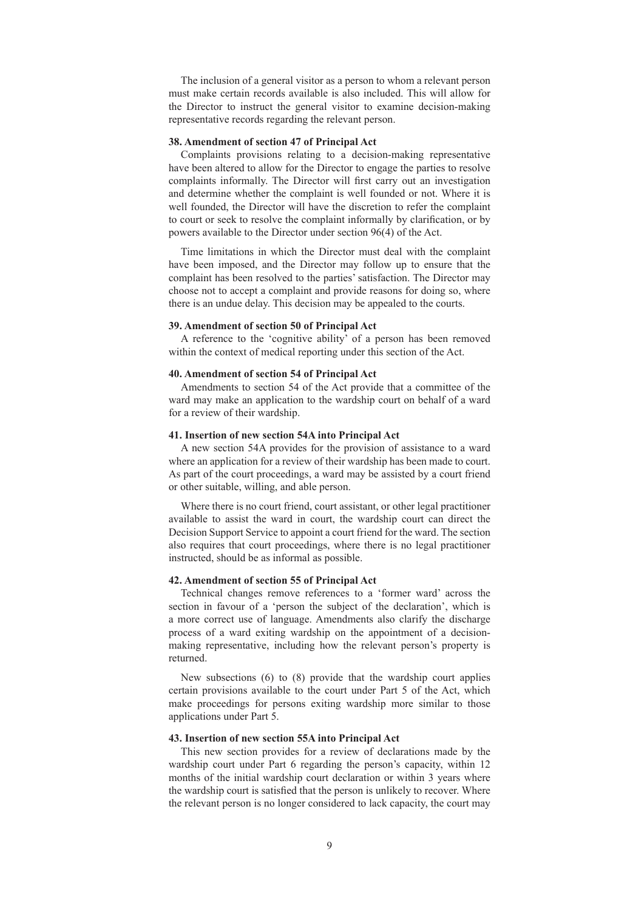The inclusion of a general visitor as a person to whom a relevant person must make certain records available is also included. This will allow for the Director to instruct the general visitor to examine decision-making representative records regarding the relevant person.

**38. Amendment of section 47 of Principal Act**

Complaints provisions relating to a decision-making representative have been altered to allow for the Director to engage the parties to resolve complaints informally. The Director will first carry out an investigation and determine whether the complaint is well founded or not. Where it is well founded, the Director will have the discretion to refer the complaint to court or seek to resolve the complaint informally by clarification, or by powers available to the Director under section 96(4) of the Act.

Time limitations in which the Director must deal with the complaint have been imposed, and the Director may follow up to ensure that the complaint has been resolved to the parties' satisfaction. The Director may choose not to accept a complaint and provide reasons for doing so, where there is an undue delay. This decision may be appealed to the courts.

**39. Amendment of section 50 of Principal Act**

A reference to the 'cognitive ability' of a person has been removed within the context of medical reporting under this section of the Act.

**40. Amendment of section 54 of Principal Act**

Amendments to section 54 of the Act provide that a committee of the ward may make an application to the wardship court on behalf of a ward for a review of their wardship.

**41. Insertion of new section 54A into Principal Act**

A new section 54A provides for the provision of assistance to a ward where an application for a review of their wardship has been made to court. As part of the court proceedings, a ward may be assisted by a court friend or other suitable, willing, and able person.

Where there is no court friend, court assistant, or other legal practitioner available to assist the ward in court, the wardship court can direct the Decision Support Service to appoint a court friend for the ward. The section also requires that court proceedings, where there is no legal practitioner instructed, should be as informal as possible.

**42. Amendment of section 55 of Principal Act**

Technical changes remove references to a 'former ward' across the section in favour of a 'person the subject of the declaration', which is a more correct use of language. Amendments also clarify the discharge process of a ward exiting wardship on the appointment of a decision-making representative, including how the relevant person's property is returned.

New subsections (6) to (8) provide that the wardship court applies certain provisions available to the court under Part 5 of the Act, which make proceedings for persons exiting wardship more similar to those applications under Part 5.

**43. Insertion of new section 55A into Principal Act**

This new section provides for a review of declarations made by the wardship court under Part 6 regarding the person's capacity, within 12 months of the initial wardship court declaration or within 3 years where the wardship court is satisfied that the person is unlikely to recover. Where the relevant person is no longer considered to lack capacity, the court may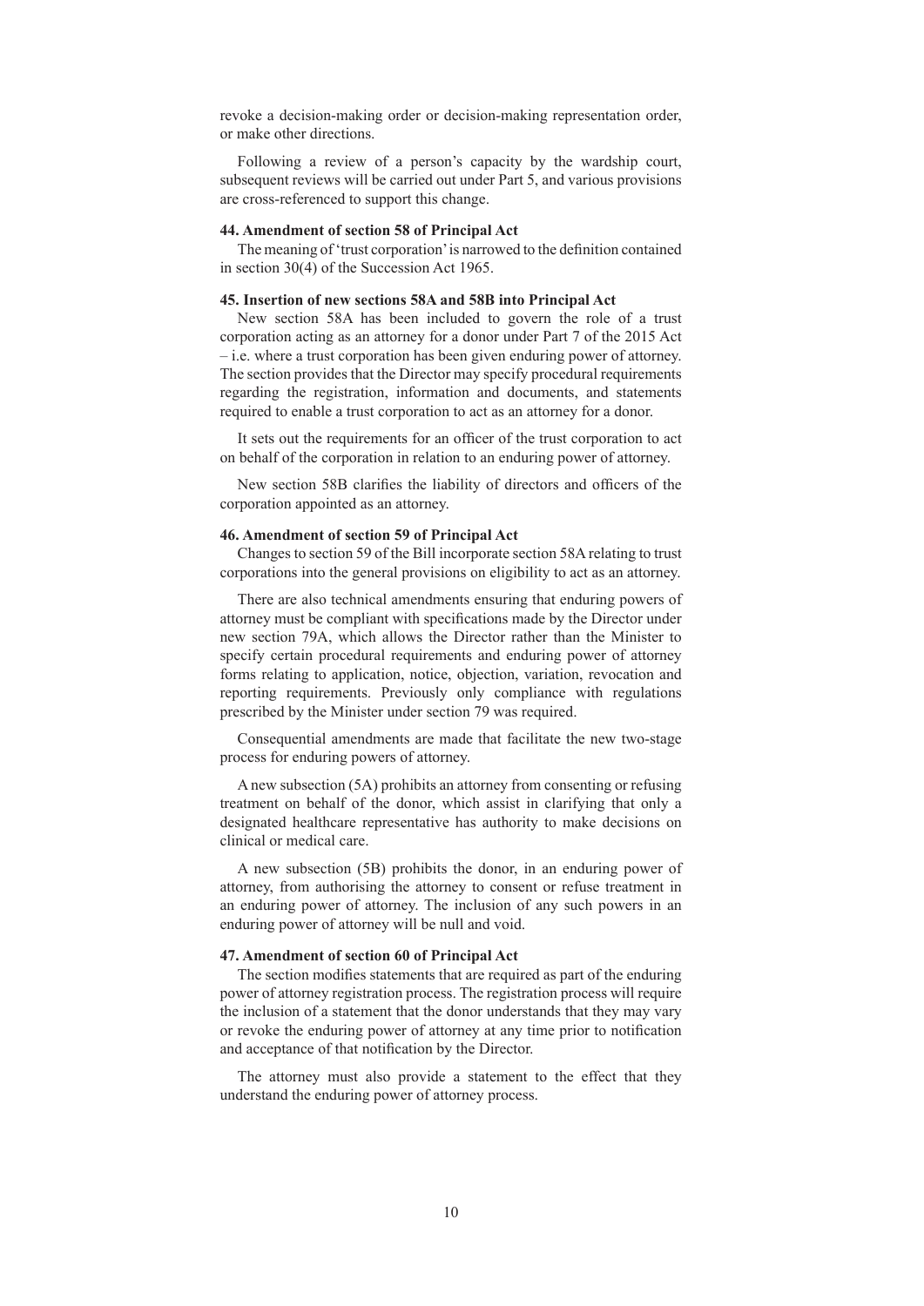revoke a decision-making order or decision-making representation order, or make other directions.

Following a review of a person's capacity by the wardship court, subsequent reviews will be carried out under Part 5, and various provisions are cross-referenced to support this change.

**44. Amendment of section 58 of Principal Act**

The meaning of 'trust corporation' is narrowed to the definition contained in section 30(4) of the Succession Act 1965.

**45. Insertion of new sections 58A and 58B into Principal Act**

New section 58A has been included to govern the role of a trust corporation acting as an attorney for a donor under Part 7 of the 2015 Act – i.e. where a trust corporation has been given enduring power of attorney. The section provides that the Director may specify procedural requirements regarding the registration, information and documents, and statements required to enable a trust corporation to act as an attorney for a donor.

It sets out the requirements for an officer of the trust corporation to act on behalf of the corporation in relation to an enduring power of attorney.

New section 58B clarifies the liability of directors and officers of the corporation appointed as an attorney.

**46. Amendment of section 59 of Principal Act**

Changes to section 59 of the Bill incorporate section 58A relating to trust corporations into the general provisions on eligibility to act as an attorney.

There are also technical amendments ensuring that enduring powers of attorney must be compliant with specifications made by the Director under new section 79A, which allows the Director rather than the Minister to specify certain procedural requirements and enduring power of attorney forms relating to application, notice, objection, variation, revocation and reporting requirements. Previously only compliance with regulations prescribed by the Minister under section 79 was required.

Consequential amendments are made that facilitate the new two-stage process for enduring powers of attorney.

A new subsection (5A) prohibits an attorney from consenting or refusing treatment on behalf of the donor, which assist in clarifying that only a designated healthcare representative has authority to make decisions on clinical or medical care.

A new subsection (5B) prohibits the donor, in an enduring power of attorney, from authorising the attorney to consent or refuse treatment in an enduring power of attorney. The inclusion of any such powers in an enduring power of attorney will be null and void.

**47. Amendment of section 60 of Principal Act**

The section modifies statements that are required as part of the enduring power of attorney registration process. The registration process will require the inclusion of a statement that the donor understands that they may vary or revoke the enduring power of attorney at any time prior to notification and acceptance of that notification by the Director.

The attorney must also provide a statement to the effect that they understand the enduring power of attorney process.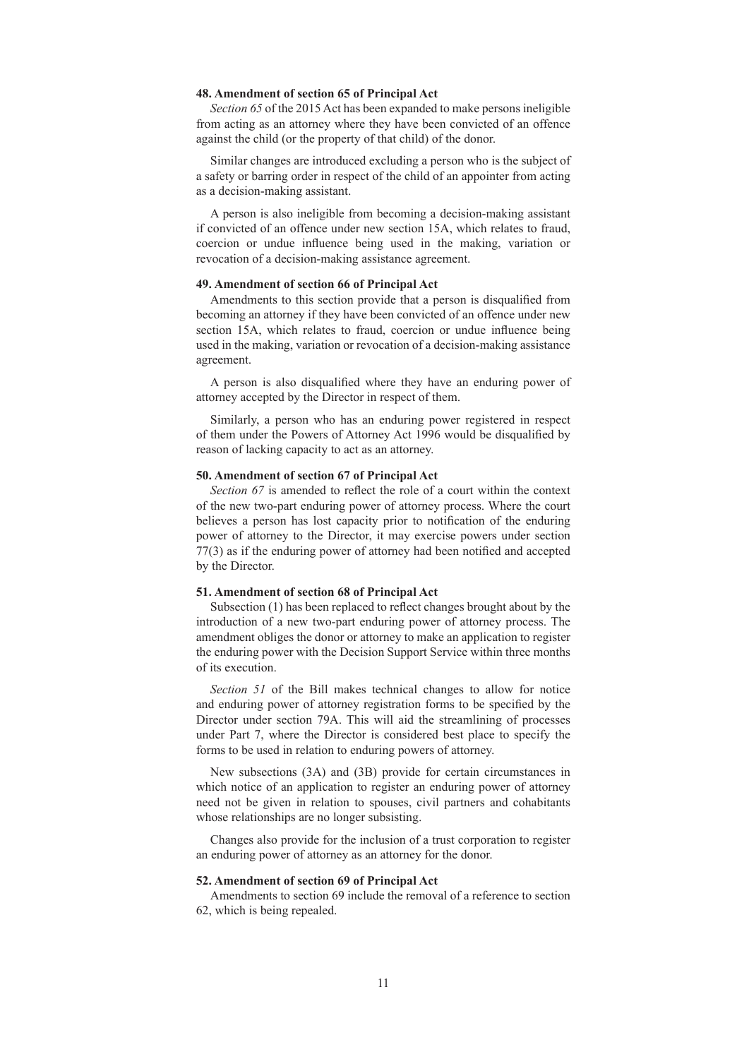**48. Amendment of section 65 of Principal Act**

*Section 65* of the 2015 Act has been expanded to make persons ineligible from acting as an attorney where they have been convicted of an offence against the child (or the property of that child) of the donor.

Similar changes are introduced excluding a person who is the subject of a safety or barring order in respect of the child of an appointer from acting as a decision-making assistant.

A person is also ineligible from becoming a decision-making assistant if convicted of an offence under new section 15A, which relates to fraud, coercion or undue influence being used in the making, variation or revocation of a decision-making assistance agreement.

**49. Amendment of section 66 of Principal Act**

Amendments to this section provide that a person is disqualified from becoming an attorney if they have been convicted of an offence under new section 15A, which relates to fraud, coercion or undue influence being used in the making, variation or revocation of a decision-making assistance agreement.

A person is also disqualified where they have an enduring power of attorney accepted by the Director in respect of them.

Similarly, a person who has an enduring power registered in respect of them under the Powers of Attorney Act 1996 would be disqualified by reason of lacking capacity to act as an attorney.

**50. Amendment of section 67 of Principal Act**

*Section 67* is amended to reflect the role of a court within the context of the new two-part enduring power of attorney process. Where the court believes a person has lost capacity prior to notification of the enduring power of attorney to the Director, it may exercise powers under section 77(3) as if the enduring power of attorney had been notified and accepted by the Director.

**51. Amendment of section 68 of Principal Act**

Subsection (1) has been replaced to reflect changes brought about by the introduction of a new two-part enduring power of attorney process. The amendment obliges the donor or attorney to make an application to register the enduring power with the Decision Support Service within three months of its execution.

*Section 51* of the Bill makes technical changes to allow for notice and enduring power of attorney registration forms to be specified by the Director under section 79A. This will aid the streamlining of processes under Part 7, where the Director is considered best place to specify the forms to be used in relation to enduring powers of attorney.

New subsections (3A) and (3B) provide for certain circumstances in which notice of an application to register an enduring power of attorney need not be given in relation to spouses, civil partners and cohabitants whose relationships are no longer subsisting.

Changes also provide for the inclusion of a trust corporation to register an enduring power of attorney as an attorney for the donor.

**52. Amendment of section 69 of Principal Act**

Amendments to section 69 include the removal of a reference to section 62, which is being repealed.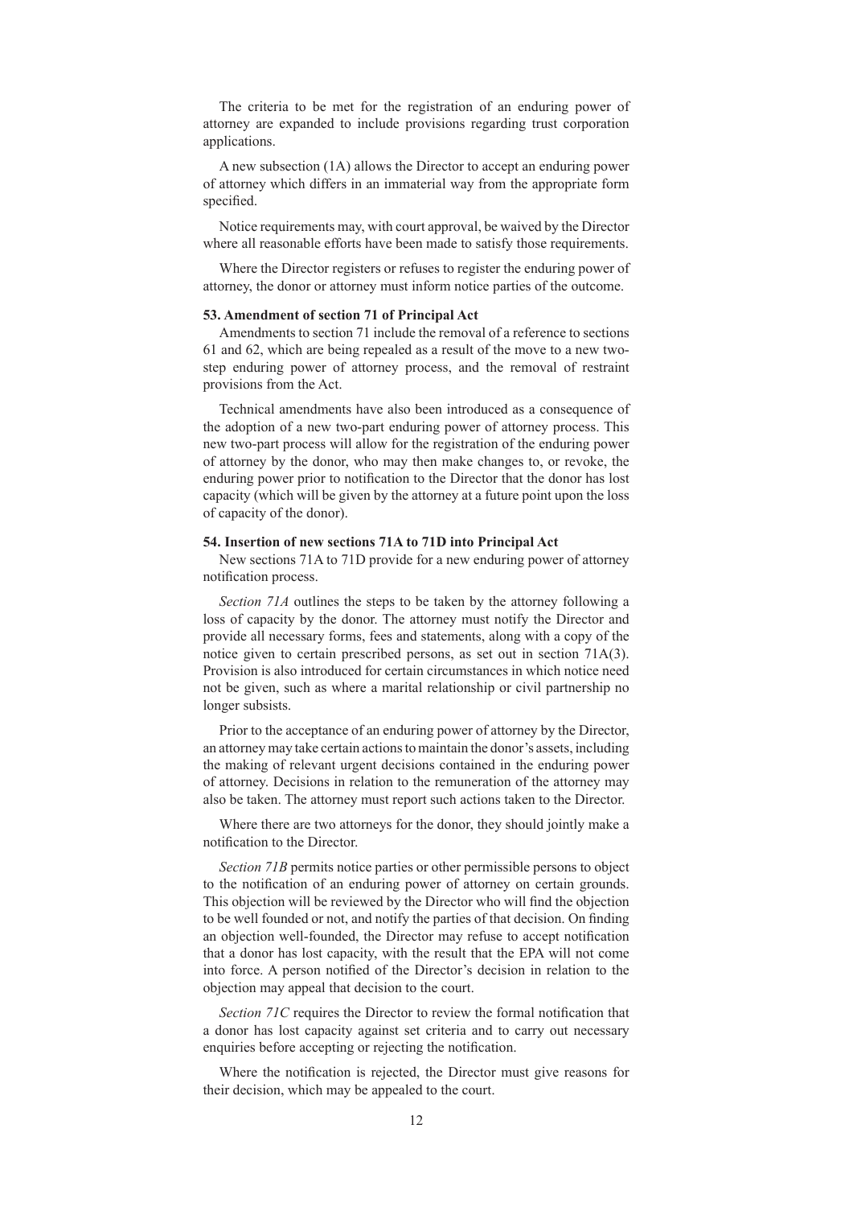The criteria to be met for the registration of an enduring power of attorney are expanded to include provisions regarding trust corporation applications.

A new subsection (1A) allows the Director to accept an enduring power of attorney which differs in an immaterial way from the appropriate form specified.

Notice requirements may, with court approval, be waived by the Director where all reasonable efforts have been made to satisfy those requirements.

Where the Director registers or refuses to register the enduring power of attorney, the donor or attorney must inform notice parties of the outcome.

**53. Amendment of section 71 of Principal Act**

Amendments to section 71 include the removal of a reference to sections 61 and 62, which are being repealed as a result of the move to a new two-step enduring power of attorney process, and the removal of restraint provisions from the Act.

Technical amendments have also been introduced as a consequence of the adoption of a new two-part enduring power of attorney process. This new two-part process will allow for the registration of the enduring power of attorney by the donor, who may then make changes to, or revoke, the enduring power prior to notification to the Director that the donor has lost capacity (which will be given by the attorney at a future point upon the loss of capacity of the donor).

**54. Insertion of new sections 71A to 71D into Principal Act**

New sections 71A to 71D provide for a new enduring power of attorney notification process.

*Section 71A* outlines the steps to be taken by the attorney following a loss of capacity by the donor. The attorney must notify the Director and provide all necessary forms, fees and statements, along with a copy of the notice given to certain prescribed persons, as set out in section 71A(3). Provision is also introduced for certain circumstances in which notice need not be given, such as where a marital relationship or civil partnership no longer subsists.

Prior to the acceptance of an enduring power of attorney by the Director, an attorney may take certain actions to maintain the donor's assets, including the making of relevant urgent decisions contained in the enduring power of attorney. Decisions in relation to the remuneration of the attorney may also be taken. The attorney must report such actions taken to the Director.

Where there are two attorneys for the donor, they should jointly make a notification to the Director.

*Section 71B* permits notice parties or other permissible persons to object to the notification of an enduring power of attorney on certain grounds. This objection will be reviewed by the Director who will find the objection to be well founded or not, and notify the parties of that decision. On finding an objection well-founded, the Director may refuse to accept notification that a donor has lost capacity, with the result that the EPA will not come into force. A person notified of the Director's decision in relation to the objection may appeal that decision to the court.

*Section 71C* requires the Director to review the formal notification that a donor has lost capacity against set criteria and to carry out necessary enquiries before accepting or rejecting the notification.

Where the notification is rejected, the Director must give reasons for their decision, which may be appealed to the court.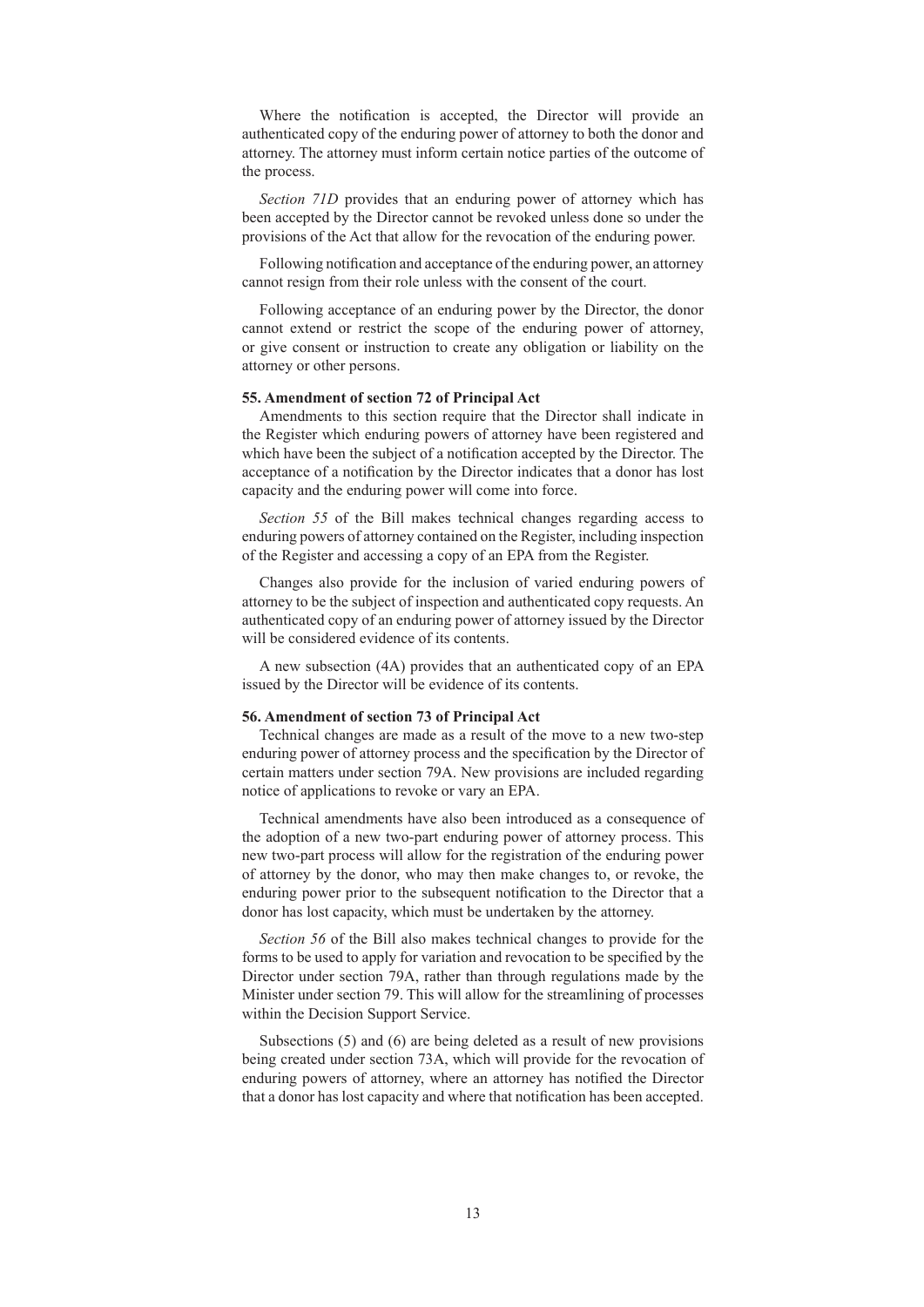Where the notification is accepted, the Director will provide an authenticated copy of the enduring power of attorney to both the donor and attorney. The attorney must inform certain notice parties of the outcome of the process.

*Section 71D* provides that an enduring power of attorney which has been accepted by the Director cannot be revoked unless done so under the provisions of the Act that allow for the revocation of the enduring power.

Following notification and acceptance of the enduring power, an attorney cannot resign from their role unless with the consent of the court.

Following acceptance of an enduring power by the Director, the donor cannot extend or restrict the scope of the enduring power of attorney, or give consent or instruction to create any obligation or liability on the attorney or other persons.

**55. Amendment of section 72 of Principal Act**

Amendments to this section require that the Director shall indicate in the Register which enduring powers of attorney have been registered and which have been the subject of a notification accepted by the Director. The acceptance of a notification by the Director indicates that a donor has lost capacity and the enduring power will come into force.

*Section 55* of the Bill makes technical changes regarding access to enduring powers of attorney contained on the Register, including inspection of the Register and accessing a copy of an EPA from the Register.

Changes also provide for the inclusion of varied enduring powers of attorney to be the subject of inspection and authenticated copy requests. An authenticated copy of an enduring power of attorney issued by the Director will be considered evidence of its contents.

A new subsection (4A) provides that an authenticated copy of an EPA issued by the Director will be evidence of its contents.

**56. Amendment of section 73 of Principal Act**

Technical changes are made as a result of the move to a new two-step enduring power of attorney process and the specification by the Director of certain matters under section 79A. New provisions are included regarding notice of applications to revoke or vary an EPA.

Technical amendments have also been introduced as a consequence of the adoption of a new two-part enduring power of attorney process. This new two-part process will allow for the registration of the enduring power of attorney by the donor, who may then make changes to, or revoke, the enduring power prior to the subsequent notification to the Director that a donor has lost capacity, which must be undertaken by the attorney.

*Section 56* of the Bill also makes technical changes to provide for the forms to be used to apply for variation and revocation to be specified by the Director under section 79A, rather than through regulations made by the Minister under section 79. This will allow for the streamlining of processes within the Decision Support Service.

Subsections (5) and (6) are being deleted as a result of new provisions being created under section 73A, which will provide for the revocation of enduring powers of attorney, where an attorney has notified the Director that a donor has lost capacity and where that notification has been accepted.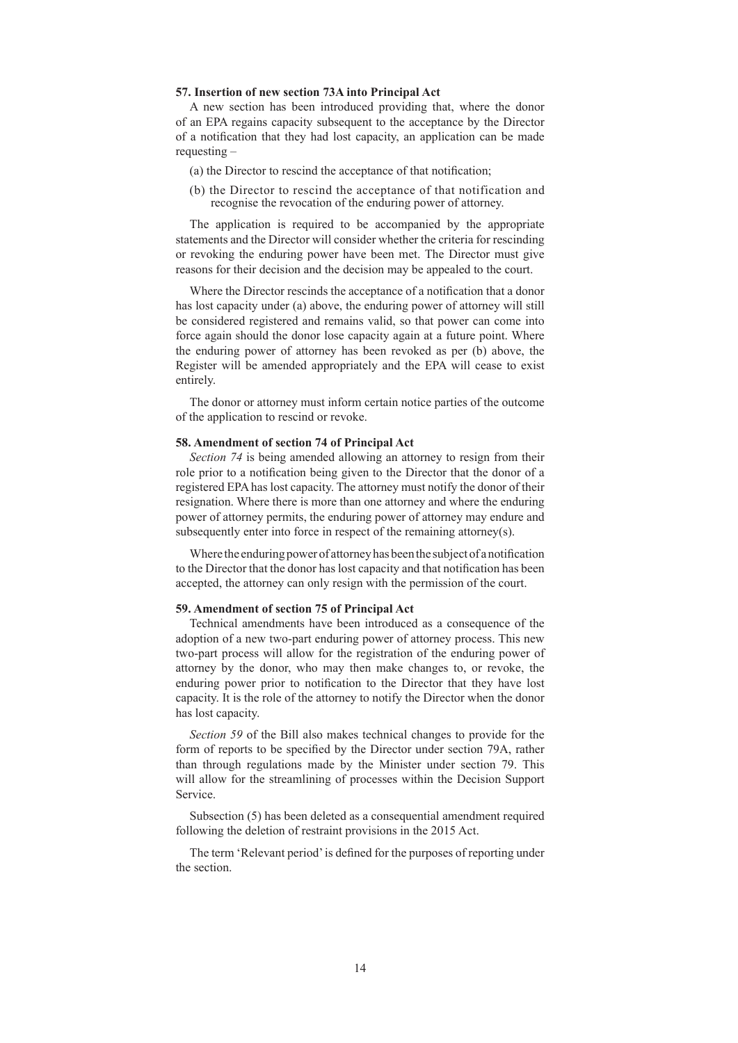**57. Insertion of new section 73A into Principal Act**

A new section has been introduced providing that, where the donor of an EPA regains capacity subsequent to the acceptance by the Director of a notification that they had lost capacity, an application can be made requesting –

(a) the Director to rescind the acceptance of that notification;

(b) the Director to rescind the acceptance of that notification and recognise the revocation of the enduring power of attorney.

The application is required to be accompanied by the appropriate statements and the Director will consider whether the criteria for rescinding or revoking the enduring power have been met. The Director must give reasons for their decision and the decision may be appealed to the court.

Where the Director rescinds the acceptance of a notification that a donor has lost capacity under (a) above, the enduring power of attorney will still be considered registered and remains valid, so that power can come into force again should the donor lose capacity again at a future point. Where the enduring power of attorney has been revoked as per (b) above, the Register will be amended appropriately and the EPA will cease to exist entirely.

The donor or attorney must inform certain notice parties of the outcome of the application to rescind or revoke.

**58. Amendment of section 74 of Principal Act**

*Section 74* is being amended allowing an attorney to resign from their role prior to a notification being given to the Director that the donor of a registered EPA has lost capacity. The attorney must notify the donor of their resignation. Where there is more than one attorney and where the enduring power of attorney permits, the enduring power of attorney may endure and subsequently enter into force in respect of the remaining attorney(s).

Where the enduring power of attorney has been the subject of a notification to the Director that the donor has lost capacity and that notification has been accepted, the attorney can only resign with the permission of the court.

**59. Amendment of section 75 of Principal Act**

Technical amendments have been introduced as a consequence of the adoption of a new two-part enduring power of attorney process. This new two-part process will allow for the registration of the enduring power of attorney by the donor, who may then make changes to, or revoke, the enduring power prior to notification to the Director that they have lost capacity. It is the role of the attorney to notify the Director when the donor has lost capacity.

*Section 59* of the Bill also makes technical changes to provide for the form of reports to be specified by the Director under section 79A, rather than through regulations made by the Minister under section 79. This will allow for the streamlining of processes within the Decision Support Service.

Subsection (5) has been deleted as a consequential amendment required following the deletion of restraint provisions in the 2015 Act.

The term 'Relevant period' is defined for the purposes of reporting under the section.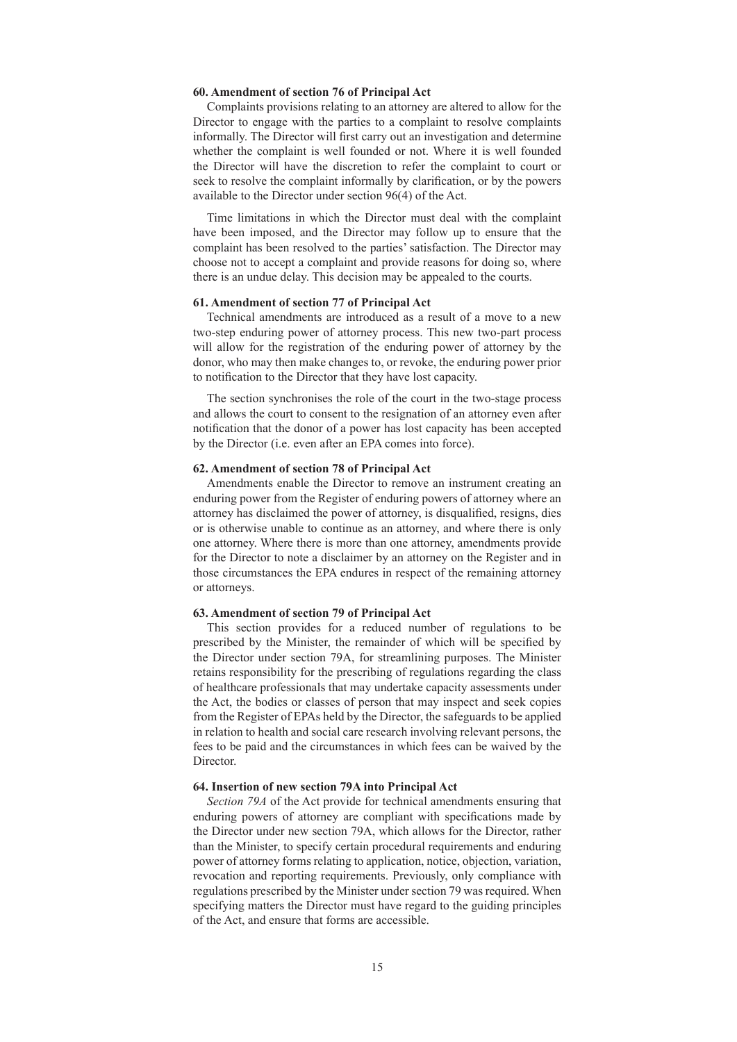**60. Amendment of section 76 of Principal Act**

Complaints provisions relating to an attorney are altered to allow for the Director to engage with the parties to a complaint to resolve complaints informally. The Director will first carry out an investigation and determine whether the complaint is well founded or not. Where it is well founded the Director will have the discretion to refer the complaint to court or seek to resolve the complaint informally by clarification, or by the powers available to the Director under section 96(4) of the Act.

Time limitations in which the Director must deal with the complaint have been imposed, and the Director may follow up to ensure that the complaint has been resolved to the parties' satisfaction. The Director may choose not to accept a complaint and provide reasons for doing so, where there is an undue delay. This decision may be appealed to the courts.

**61. Amendment of section 77 of Principal Act**

Technical amendments are introduced as a result of a move to a new two-step enduring power of attorney process. This new two-part process will allow for the registration of the enduring power of attorney by the donor, who may then make changes to, or revoke, the enduring power prior to notification to the Director that they have lost capacity.

The section synchronises the role of the court in the two-stage process and allows the court to consent to the resignation of an attorney even after notification that the donor of a power has lost capacity has been accepted by the Director (i.e. even after an EPA comes into force).

**62. Amendment of section 78 of Principal Act**

Amendments enable the Director to remove an instrument creating an enduring power from the Register of enduring powers of attorney where an attorney has disclaimed the power of attorney, is disqualified, resigns, dies or is otherwise unable to continue as an attorney, and where there is only one attorney. Where there is more than one attorney, amendments provide for the Director to note a disclaimer by an attorney on the Register and in those circumstances the EPA endures in respect of the remaining attorney or attorneys.

**63. Amendment of section 79 of Principal Act**

This section provides for a reduced number of regulations to be prescribed by the Minister, the remainder of which will be specified by the Director under section 79A, for streamlining purposes. The Minister retains responsibility for the prescribing of regulations regarding the class of healthcare professionals that may undertake capacity assessments under the Act, the bodies or classes of person that may inspect and seek copies from the Register of EPAs held by the Director, the safeguards to be applied in relation to health and social care research involving relevant persons, the fees to be paid and the circumstances in which fees can be waived by the Director.

**64. Insertion of new section 79A into Principal Act**

*Section 79A* of the Act provide for technical amendments ensuring that enduring powers of attorney are compliant with specifications made by the Director under new section 79A, which allows for the Director, rather than the Minister, to specify certain procedural requirements and enduring power of attorney forms relating to application, notice, objection, variation, revocation and reporting requirements. Previously, only compliance with regulations prescribed by the Minister under section 79 was required. When specifying matters the Director must have regard to the guiding principles of the Act, and ensure that forms are accessible.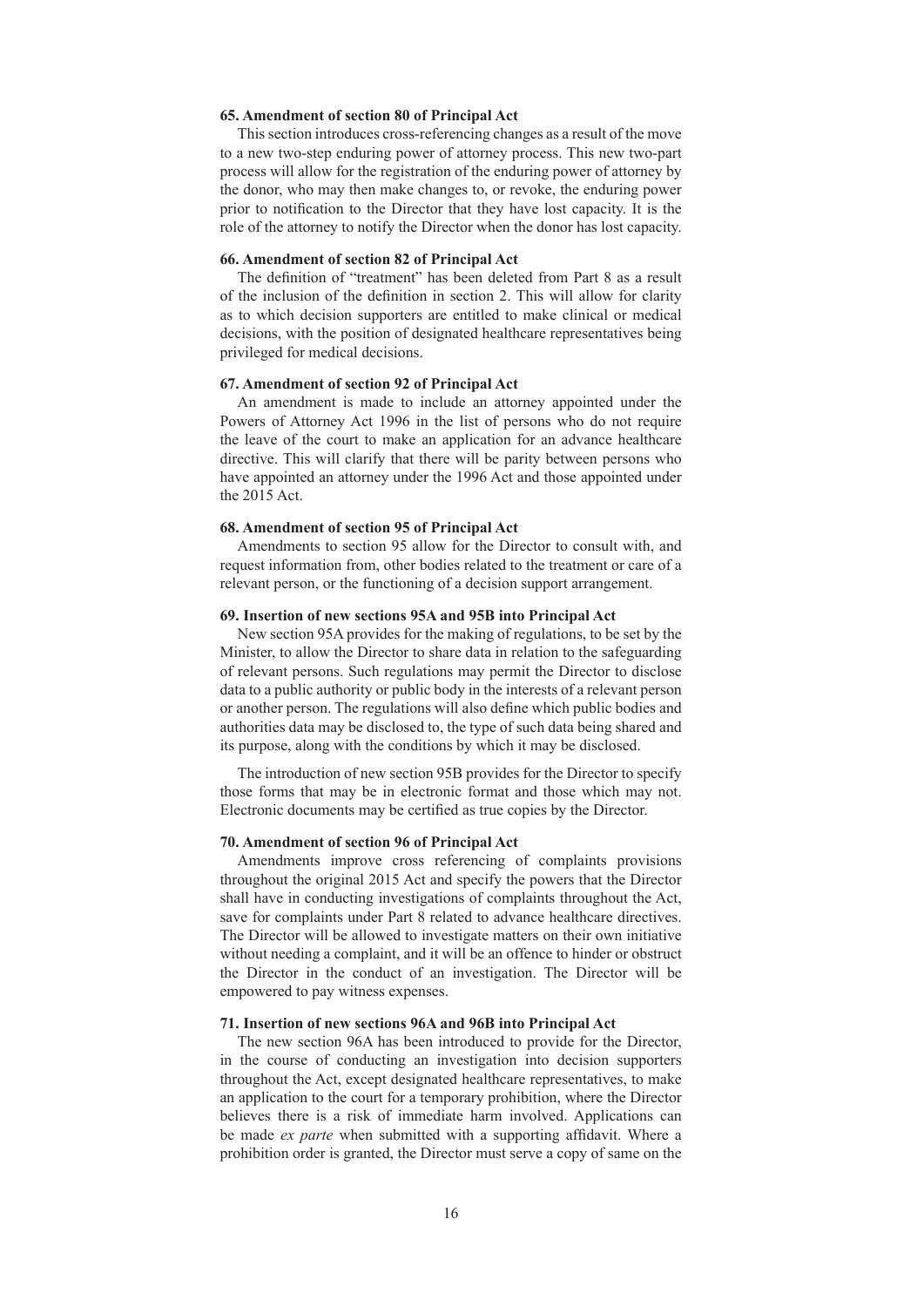**65. Amendment of section 80 of Principal Act**

This section introduces cross-referencing changes as a result of the move to a new two-step enduring power of attorney process. This new two-part process will allow for the registration of the enduring power of attorney by the donor, who may then make changes to, or revoke, the enduring power prior to notification to the Director that they have lost capacity. It is the role of the attorney to notify the Director when the donor has lost capacity.

**66. Amendment of section 82 of Principal Act**

The definition of "treatment" has been deleted from Part 8 as a result of the inclusion of the definition in section 2. This will allow for clarity as to which decision supporters are entitled to make clinical or medical decisions, with the position of designated healthcare representatives being privileged for medical decisions.

**67. Amendment of section 92 of Principal Act**

An amendment is made to include an attorney appointed under the Powers of Attorney Act 1996 in the list of persons who do not require the leave of the court to make an application for an advance healthcare directive. This will clarify that there will be parity between persons who have appointed an attorney under the 1996 Act and those appointed under the 2015 Act.

**68. Amendment of section 95 of Principal Act**

Amendments to section 95 allow for the Director to consult with, and request information from, other bodies related to the treatment or care of a relevant person, or the functioning of a decision support arrangement.

**69. Insertion of new sections 95A and 95B into Principal Act**

New section 95A provides for the making of regulations, to be set by the Minister, to allow the Director to share data in relation to the safeguarding of relevant persons. Such regulations may permit the Director to disclose data to a public authority or public body in the interests of a relevant person or another person. The regulations will also define which public bodies and authorities data may be disclosed to, the type of such data being shared and its purpose, along with the conditions by which it may be disclosed.

The introduction of new section 95B provides for the Director to specify those forms that may be in electronic format and those which may not. Electronic documents may be certified as true copies by the Director.

**70. Amendment of section 96 of Principal Act**

Amendments improve cross referencing of complaints provisions throughout the original 2015 Act and specify the powers that the Director shall have in conducting investigations of complaints throughout the Act, save for complaints under Part 8 related to advance healthcare directives. The Director will be allowed to investigate matters on their own initiative without needing a complaint, and it will be an offence to hinder or obstruct the Director in the conduct of an investigation. The Director will be empowered to pay witness expenses.

**71. Insertion of new sections 96A and 96B into Principal Act**

The new section 96A has been introduced to provide for the Director, in the course of conducting an investigation into decision supporters throughout the Act, except designated healthcare representatives, to make an application to the court for a temporary prohibition, where the Director believes there is a risk of immediate harm involved. Applications can be made *ex parte* when submitted with a supporting affidavit. Where a prohibition order is granted, the Director must serve a copy of same on the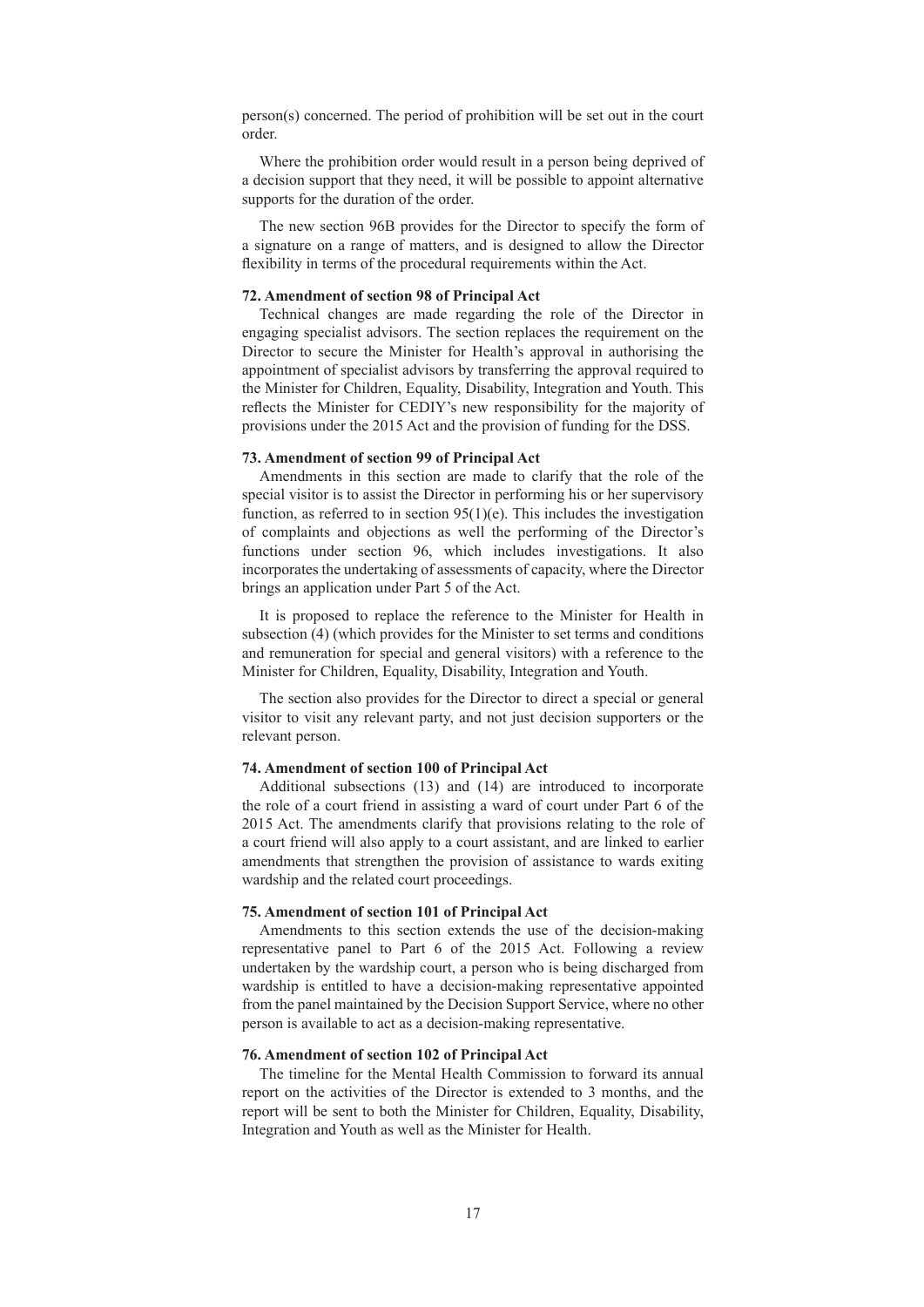person(s) concerned. The period of prohibition will be set out in the court order.

Where the prohibition order would result in a person being deprived of a decision support that they need, it will be possible to appoint alternative supports for the duration of the order.

The new section 96B provides for the Director to specify the form of a signature on a range of matters, and is designed to allow the Director flexibility in terms of the procedural requirements within the Act.

**72. Amendment of section 98 of Principal Act**

Technical changes are made regarding the role of the Director in engaging specialist advisors. The section replaces the requirement on the Director to secure the Minister for Health's approval in authorising the appointment of specialist advisors by transferring the approval required to the Minister for Children, Equality, Disability, Integration and Youth. This reflects the Minister for CEDIY's new responsibility for the majority of provisions under the 2015 Act and the provision of funding for the DSS.

**73. Amendment of section 99 of Principal Act**

Amendments in this section are made to clarify that the role of the special visitor is to assist the Director in performing his or her supervisory function, as referred to in section 95(1)(e). This includes the investigation of complaints and objections as well the performing of the Director's functions under section 96, which includes investigations. It also incorporates the undertaking of assessments of capacity, where the Director brings an application under Part 5 of the Act.

It is proposed to replace the reference to the Minister for Health in subsection (4) (which provides for the Minister to set terms and conditions and remuneration for special and general visitors) with a reference to the Minister for Children, Equality, Disability, Integration and Youth.

The section also provides for the Director to direct a special or general visitor to visit any relevant party, and not just decision supporters or the relevant person.

**74. Amendment of section 100 of Principal Act**

Additional subsections (13) and (14) are introduced to incorporate the role of a court friend in assisting a ward of court under Part 6 of the 2015 Act. The amendments clarify that provisions relating to the role of a court friend will also apply to a court assistant, and are linked to earlier amendments that strengthen the provision of assistance to wards exiting wardship and the related court proceedings.

**75. Amendment of section 101 of Principal Act**

Amendments to this section extends the use of the decision-making representative panel to Part 6 of the 2015 Act. Following a review undertaken by the wardship court, a person who is being discharged from wardship is entitled to have a decision-making representative appointed from the panel maintained by the Decision Support Service, where no other person is available to act as a decision-making representative.

**76. Amendment of section 102 of Principal Act**

The timeline for the Mental Health Commission to forward its annual report on the activities of the Director is extended to 3 months, and the report will be sent to both the Minister for Children, Equality, Disability, Integration and Youth as well as the Minister for Health.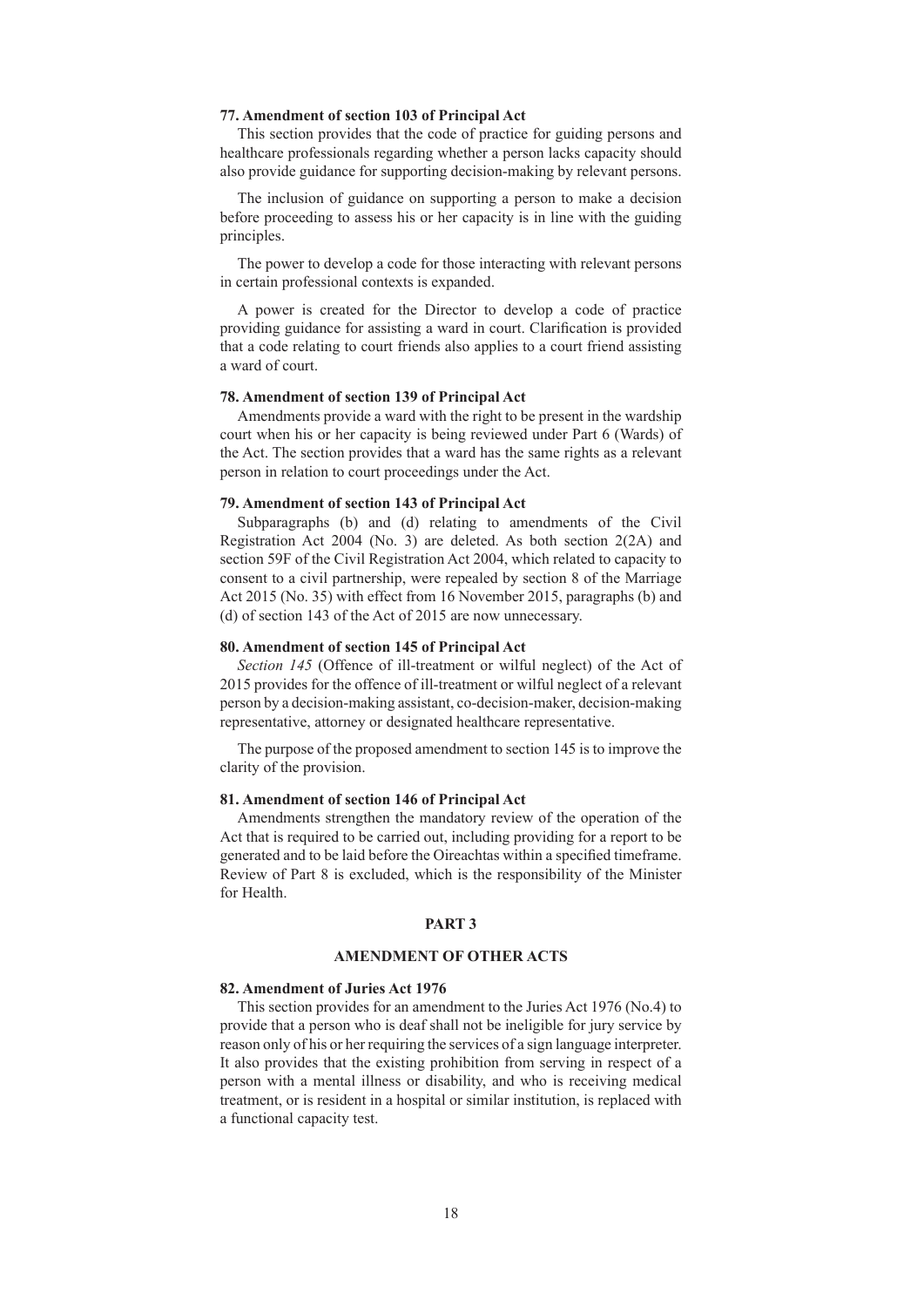### 77. Amendment of section 103 of Principal Act

This section provides that the code of practice for guiding persons and healthcare professionals regarding whether a person lacks capacity should also provide guidance for supporting decision-making by relevant persons.

The inclusion of guidance on supporting a person to make a decision before proceeding to assess his or her capacity is in line with the guiding principles.

The power to develop a code for those interacting with relevant persons in certain professional contexts is expanded.

A power is created for the Director to develop a code of practice providing guidance for assisting a ward in court. Clarification is provided that a code relating to court friends also applies to a court friend assisting a ward of court.

### 78. Amendment of section 139 of Principal Act

Amendments provide a ward with the right to be present in the wardship court when his or her capacity is being reviewed under Part 6 (Wards) of the Act. The section provides that a ward has the same rights as a relevant person in relation to court proceedings under the Act.

### 79. Amendment of section 143 of Principal Act

Subparagraphs (b) and (d) relating to amendments of the Civil Registration Act 2004 (No. 3) are deleted. As both section 2(2A) and section 59F of the Civil Registration Act 2004, which related to capacity to consent to a civil partnership, were repealed by section 8 of the Marriage Act 2015 (No. 35) with effect from 16 November 2015, paragraphs (b) and (d) of section 143 of the Act of 2015 are now unnecessary.

### 80. Amendment of section 145 of Principal Act

*Section 145* (Offence of ill-treatment or wilful neglect) of the Act of 2015 provides for the offence of ill-treatment or wilful neglect of a relevant person by a decision-making assistant, co-decision-maker, decision-making representative, attorney or designated healthcare representative.

The purpose of the proposed amendment to section 145 is to improve the clarity of the provision.

### 81. Amendment of section 146 of Principal Act

Amendments strengthen the mandatory review of the operation of the Act that is required to be carried out, including providing for a report to be generated and to be laid before the Oireachtas within a specified timeframe. Review of Part 8 is excluded, which is the responsibility of the Minister for Health.

## PART 3

## AMENDMENT OF OTHER ACTS

### 82. Amendment of Juries Act 1976

This section provides for an amendment to the Juries Act 1976 (No.4) to provide that a person who is deaf shall not be ineligible for jury service by reason only of his or her requiring the services of a sign language interpreter. It also provides that the existing prohibition from serving in respect of a person with a mental illness or disability, and who is receiving medical treatment, or is resident in a hospital or similar institution, is replaced with a functional capacity test.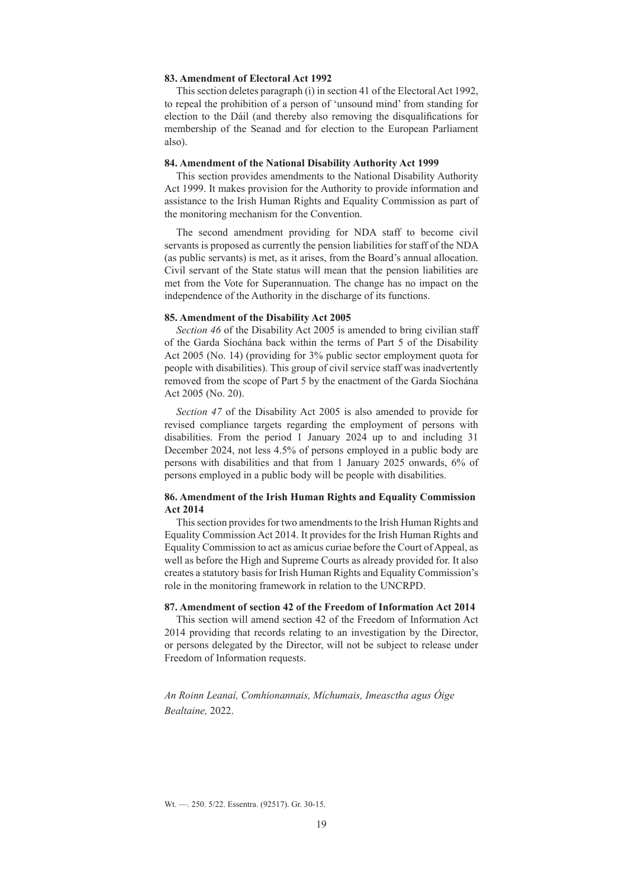**83. Amendment of Electoral Act 1992**

This section deletes paragraph (i) in section 41 of the Electoral Act 1992, to repeal the prohibition of a person of 'unsound mind' from standing for election to the Dáil (and thereby also removing the disqualifications for membership of the Seanad and for election to the European Parliament also).

**84. Amendment of the National Disability Authority Act 1999**

This section provides amendments to the National Disability Authority Act 1999. It makes provision for the Authority to provide information and assistance to the Irish Human Rights and Equality Commission as part of the monitoring mechanism for the Convention.

The second amendment providing for NDA staff to become civil servants is proposed as currently the pension liabilities for staff of the NDA (as public servants) is met, as it arises, from the Board's annual allocation. Civil servant of the State status will mean that the pension liabilities are met from the Vote for Superannuation. The change has no impact on the independence of the Authority in the discharge of its functions.

**85. Amendment of the Disability Act 2005**

*Section 46* of the Disability Act 2005 is amended to bring civilian staff of the Garda Síochána back within the terms of Part 5 of the Disability Act 2005 (No. 14) (providing for 3% public sector employment quota for people with disabilities). This group of civil service staff was inadvertently removed from the scope of Part 5 by the enactment of the Garda Síochána Act 2005 (No. 20).

*Section 47* of the Disability Act 2005 is also amended to provide for revised compliance targets regarding the employment of persons with disabilities. From the period 1 January 2024 up to and including 31 December 2024, not less 4.5% of persons employed in a public body are persons with disabilities and that from 1 January 2025 onwards, 6% of persons employed in a public body will be people with disabilities.

**86. Amendment of the Irish Human Rights and Equality Commission Act 2014**

This section provides for two amendments to the Irish Human Rights and Equality Commission Act 2014. It provides for the Irish Human Rights and Equality Commission to act as amicus curiae before the Court of Appeal, as well as before the High and Supreme Courts as already provided for. It also creates a statutory basis for Irish Human Rights and Equality Commission's role in the monitoring framework in relation to the UNCRPD.

**87. Amendment of section 42 of the Freedom of Information Act 2014**

This section will amend section 42 of the Freedom of Information Act 2014 providing that records relating to an investigation by the Director, or persons delegated by the Director, will not be subject to release under Freedom of Information requests.

*An Roinn Leanaí, Comhionannais, Míchumais, Imeasctha agus Óige*
*Bealtaine,* 2022.

Wt. —. 250. 5/22. Essentra. (92517). Gr. 30-15.